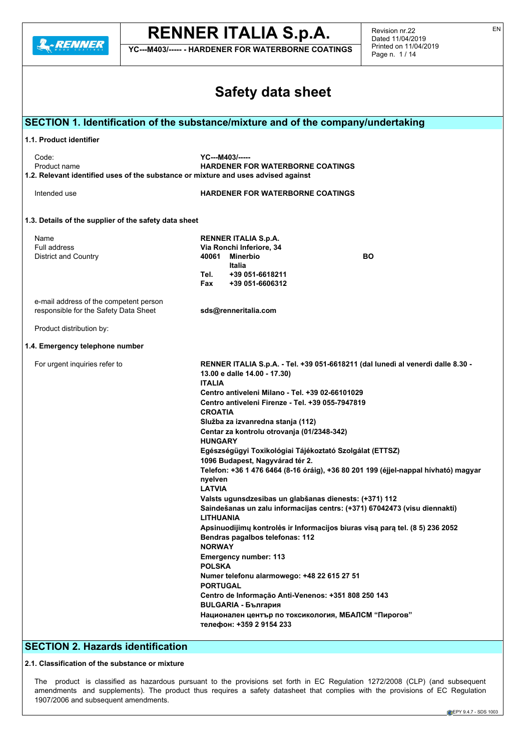# Safety data sheet

## SECTION 1. Identification of the substance/mixture and of the company/undertaking

### 1.1. Product identifier

Code: **YC---M403/-----**
Product name **HARDENER FOR WATERBORNE COATINGS**

### 1.2. Relevant identified uses of the substance or mixture and uses advised against

Intended use **HARDENER FOR WATERBORNE COATINGS**

### 1.3. Details of the supplier of the safety data sheet

Name **RENNER ITALIA S.p.A.**
Full address **Via Ronchi Inferiore, 34**
District and Country **40061 Minerbio BO**
**Italia**
**Tel. +39 051-6618211**
**Fax +39 051-6606312**

e-mail address of the competent person responsible for the Safety Data Sheet **sds@renneritalia.com**

Product distribution by:

### 1.4. Emergency telephone number

For urgent inquiries refer to

**RENNER ITALIA S.p.A. - Tel. +39 051-6618211 (dal lunedì al venerdì dalle 8.30 - 13.00 e dalle 14.00 - 17.30)**
**ITALIA**
**Centro antiveleni Milano - Tel. +39 02-66101029**
**Centro antiveleni Firenze - Tel. +39 055-7947819**
**CROATIA**
**Služba za izvanredna stanja (112)**
**Centar za kontrolu otrovanja (01/2348-342)**
**HUNGARY**
**Egészségügyi Toxikológiai Tájékoztató Szolgálat (ETTSZ)**
**1096 Budapest, Nagyvárad tér 2.**
**Telefon: +36 1 476 6464 (8-16 óráig), +36 80 201 199 (éjjel-nappal hívható) magyar nyelven**
**LATVIA**
**Valsts ugunsdzesibas un glabšanas dienests: (+371) 112**
**Saindešanas un zalu informacijas centrs: (+371) 67042473 (visu diennakti)**
**LITHUANIA**
**Apsinuodijimų kontrolės ir Informacijos biuras visą parą tel. (8 5) 236 2052**
**Bendras pagalbos telefonas: 112**
**NORWAY**
**Emergency number: 113**
**POLSKA**
**Numer telefonu alarmowego: +48 22 615 27 51**
**PORTUGAL**
**Centro de Informação Anti-Venenos: +351 808 250 143**
**BULGARIA - България**
**Национален център по токсикология, МБАЛСМ "Пирогов"**
**телефон: +359 2 9154 233**

## SECTION 2. Hazards identification

### 2.1. Classification of the substance or mixture

The product is classified as hazardous pursuant to the provisions set forth in EC Regulation 1272/2008 (CLP) (and subsequent amendments and supplements). The product thus requires a safety datasheet that complies with the provisions of EC Regulation 1907/2006 and subsequent amendments.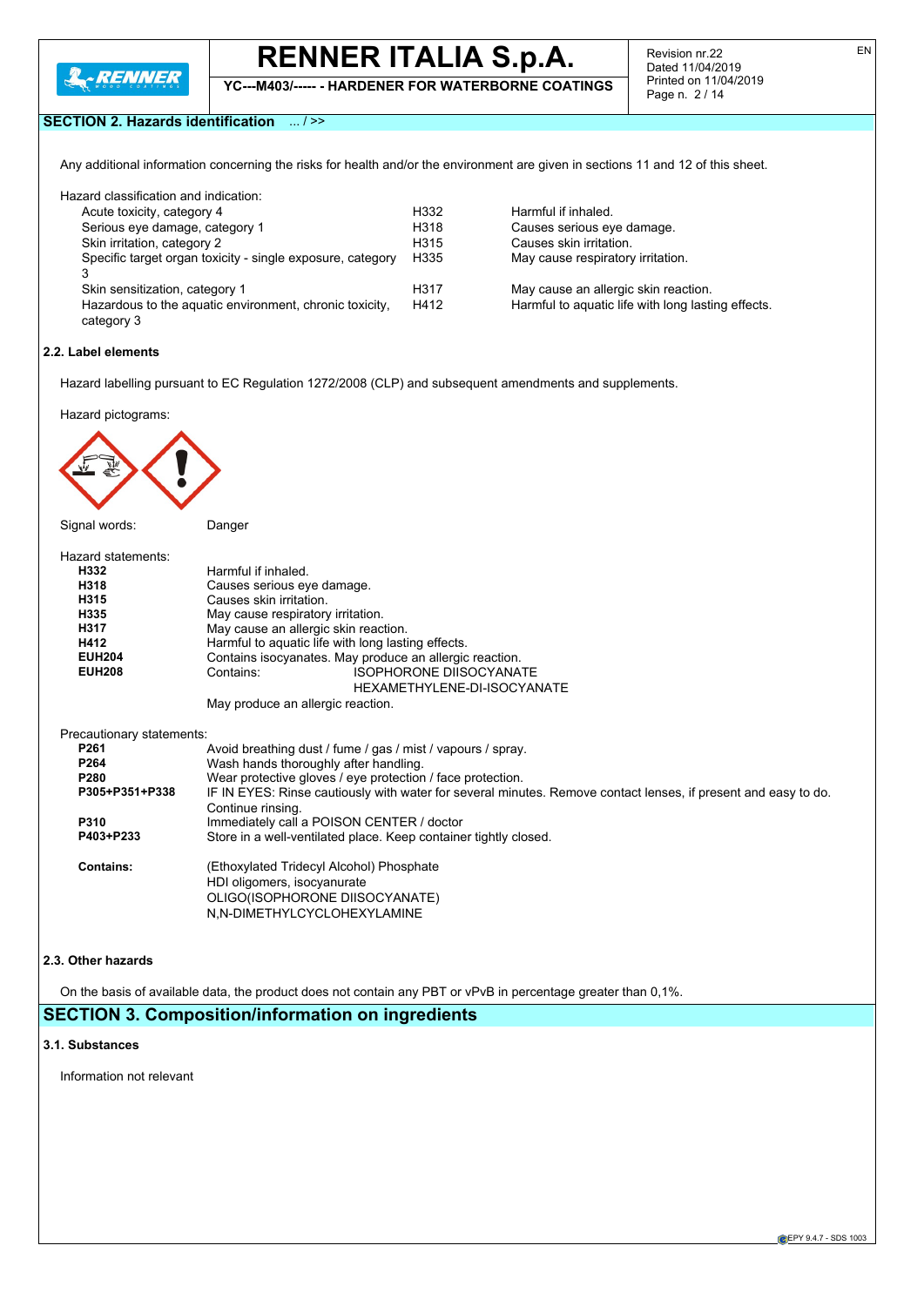## SECTION 2. Hazards identification ... / >>

Any additional information concerning the risks for health and/or the environment are given in sections 11 and 12 of this sheet.

Hazard classification and indication:

| | | |
|---|---|---|
| Acute toxicity, category 4 | H332 | Harmful if inhaled. |
| Serious eye damage, category 1 | H318 | Causes serious eye damage. |
| Skin irritation, category 2 | H315 | Causes skin irritation. |
| Specific target organ toxicity - single exposure, category 3 | H335 | May cause respiratory irritation. |
| Skin sensitization, category 1 | H317 | May cause an allergic skin reaction. |
| Hazardous to the aquatic environment, chronic toxicity, category 3 | H412 | Harmful to aquatic life with long lasting effects. |

### 2.2. Label elements

Hazard labelling pursuant to EC Regulation 1272/2008 (CLP) and subsequent amendments and supplements.

Hazard pictograms:

Signal words: Danger

Hazard statements:

| | |
|---|---|
| **H332** | Harmful if inhaled. |
| **H318** | Causes serious eye damage. |
| **H315** | Causes skin irritation. |
| **H335** | May cause respiratory irritation. |
| **H317** | May cause an allergic skin reaction. |
| **H412** | Harmful to aquatic life with long lasting effects. |
| **EUH204** | Contains isocyanates. May produce an allergic reaction. |
| **EUH208** | Contains: ISOPHORONE DIISOCYANATE HEXAMETHYLENE-DI-ISOCYANATE May produce an allergic reaction. |

Precautionary statements:

| | |
|---|---|
| **P261** | Avoid breathing dust / fume / gas / mist / vapours / spray. |
| **P264** | Wash hands thoroughly after handling. |
| **P280** | Wear protective gloves / eye protection / face protection. |
| **P305+P351+P338** | IF IN EYES: Rinse cautiously with water for several minutes. Remove contact lenses, if present and easy to do. Continue rinsing. |
| **P310** | Immediately call a POISON CENTER / doctor |
| **P403+P233** | Store in a well-ventilated place. Keep container tightly closed. |

**Contains:** (Ethoxylated Tridecyl Alcohol) Phosphate
HDI oligomers, isocyanurate
OLIGO(ISOPHORONE DIISOCYANATE)
N,N-DIMETHYLCYCLOHEXYLAMINE

### 2.3. Other hazards

On the basis of available data, the product does not contain any PBT or vPvB in percentage greater than 0,1%.

## SECTION 3. Composition/information on ingredients

### 3.1. Substances

Information not relevant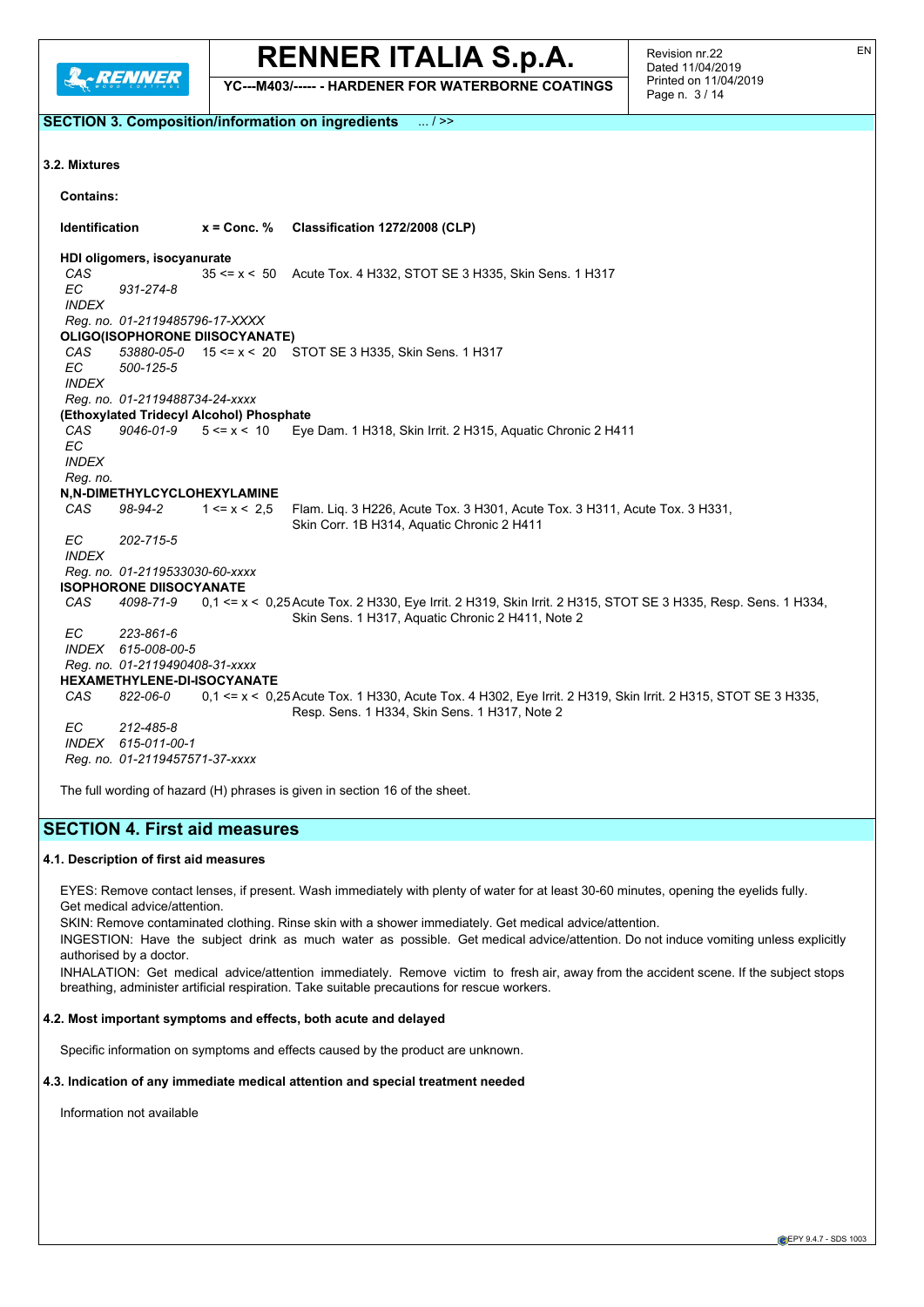## SECTION 3. Composition/information on ingredients ... / >>

### 3.2. Mixtures

**Contains:**

| Identification | | x = Conc. % | Classification 1272/2008 (CLP) |
|---|---|---|---|
| **HDI oligomers, isocyanurate** | | | |
| *CAS* | | 35 <= x < 50 | Acute Tox. 4 H332, STOT SE 3 H335, Skin Sens. 1 H317 |
| *EC* | *931-274-8* | | |
| *INDEX* | | | |
| *Reg. no. 01-2119485796-17-XXXX* | | | |
| **OLIGO(ISOPHORONE DIISOCYANATE)** | | | |
| *CAS* | *53880-05-0* | 15 <= x < 20 | STOT SE 3 H335, Skin Sens. 1 H317 |
| *EC* | *500-125-5* | | |
| *INDEX* | | | |
| *Reg. no. 01-2119488734-24-xxxx* | | | |
| **(Ethoxylated Tridecyl Alcohol) Phosphate** | | | |
| *CAS* | *9046-01-9* | 5 <= x < 10 | Eye Dam. 1 H318, Skin Irrit. 2 H315, Aquatic Chronic 2 H411 |
| *EC* | | | |
| *INDEX* | | | |
| *Reg. no.* | | | |
| **N,N-DIMETHYLCYCLOHEXYLAMINE** | | | |
| *CAS* | *98-94-2* | 1 <= x < 2,5 | Flam. Liq. 3 H226, Acute Tox. 3 H301, Acute Tox. 3 H311, Acute Tox. 3 H331, Skin Corr. 1B H314, Aquatic Chronic 2 H411 |
| *EC* | *202-715-5* | | |
| *INDEX* | | | |
| *Reg. no. 01-2119533030-60-xxxx* | | | |
| **ISOPHORONE DIISOCYANATE** | | | |
| *CAS* | *4098-71-9* | 0,1 <= x < 0,25 | Acute Tox. 2 H330, Eye Irrit. 2 H319, Skin Irrit. 2 H315, STOT SE 3 H335, Resp. Sens. 1 H334, Skin Sens. 1 H317, Aquatic Chronic 2 H411, Note 2 |
| *EC* | *223-861-6* | | |
| *INDEX* | *615-008-00-5* | | |
| *Reg. no. 01-2119490408-31-xxxx* | | | |
| **HEXAMETHYLENE-DI-ISOCYANATE** | | | |
| *CAS* | *822-06-0* | 0,1 <= x < 0,25 | Acute Tox. 1 H330, Acute Tox. 4 H302, Eye Irrit. 2 H319, Skin Irrit. 2 H315, STOT SE 3 H335, Resp. Sens. 1 H334, Skin Sens. 1 H317, Note 2 |
| *EC* | *212-485-8* | | |
| *INDEX* | *615-011-00-1* | | |
| *Reg. no. 01-2119457571-37-xxxx* | | | |

The full wording of hazard (H) phrases is given in section 16 of the sheet.

## SECTION 4. First aid measures

### 4.1. Description of first aid measures

EYES: Remove contact lenses, if present. Wash immediately with plenty of water for at least 30-60 minutes, opening the eyelids fully. Get medical advice/attention.

SKIN: Remove contaminated clothing. Rinse skin with a shower immediately. Get medical advice/attention.

INGESTION: Have the subject drink as much water as possible. Get medical advice/attention. Do not induce vomiting unless explicitly authorised by a doctor.

INHALATION: Get medical advice/attention immediately. Remove victim to fresh air, away from the accident scene. If the subject stops breathing, administer artificial respiration. Take suitable precautions for rescue workers.

### 4.2. Most important symptoms and effects, both acute and delayed

Specific information on symptoms and effects caused by the product are unknown.

### 4.3. Indication of any immediate medical attention and special treatment needed

Information not available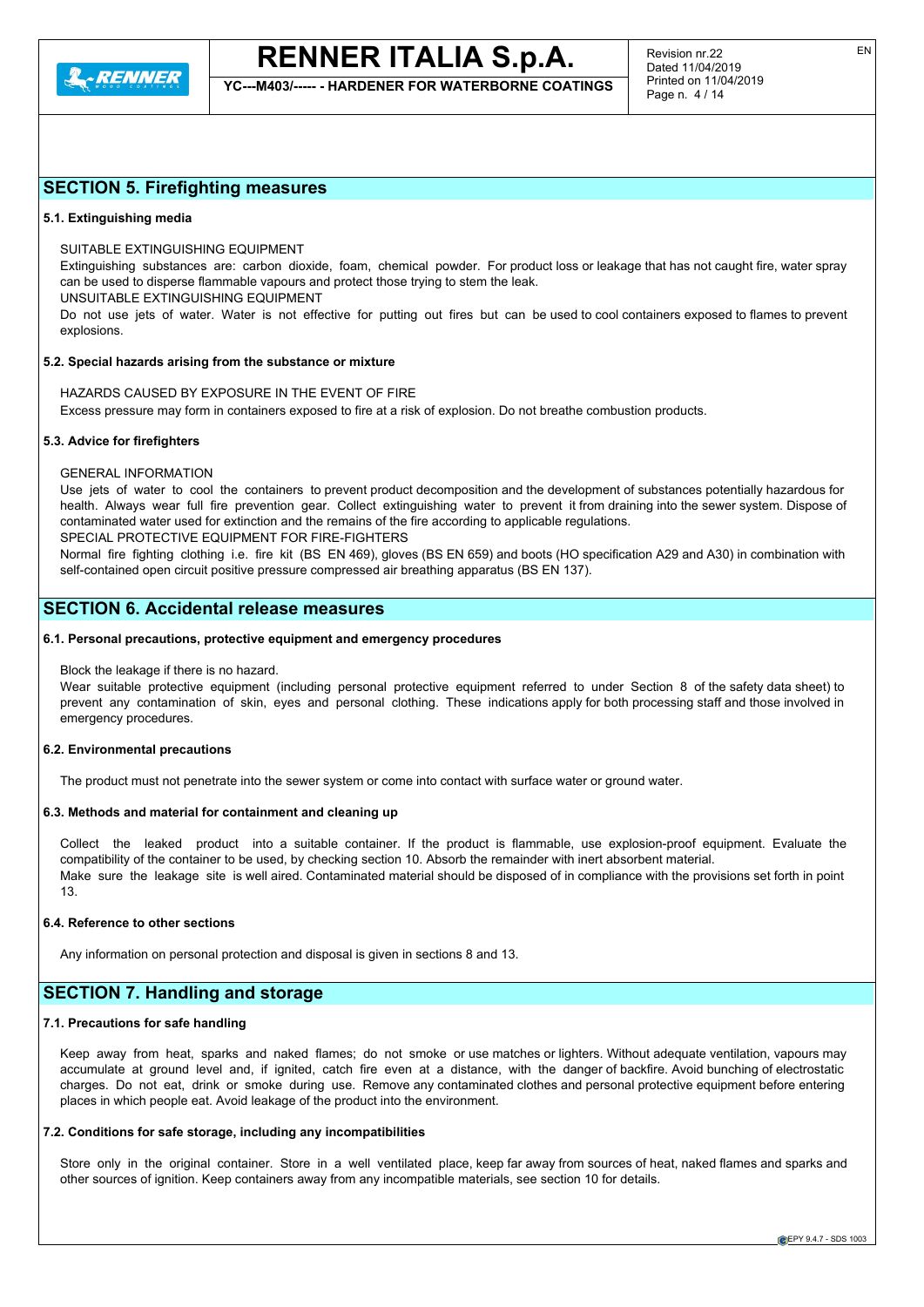## SECTION 5. Firefighting measures

### 5.1. Extinguishing media

SUITABLE EXTINGUISHING EQUIPMENT

Extinguishing substances are: carbon dioxide, foam, chemical powder. For product loss or leakage that has not caught fire, water spray can be used to disperse flammable vapours and protect those trying to stem the leak.

UNSUITABLE EXTINGUISHING EQUIPMENT

Do not use jets of water. Water is not effective for putting out fires but can be used to cool containers exposed to flames to prevent explosions.

### 5.2. Special hazards arising from the substance or mixture

HAZARDS CAUSED BY EXPOSURE IN THE EVENT OF FIRE

Excess pressure may form in containers exposed to fire at a risk of explosion. Do not breathe combustion products.

### 5.3. Advice for firefighters

GENERAL INFORMATION

Use jets of water to cool the containers to prevent product decomposition and the development of substances potentially hazardous for health. Always wear full fire prevention gear. Collect extinguishing water to prevent it from draining into the sewer system. Dispose of contaminated water used for extinction and the remains of the fire according to applicable regulations.

SPECIAL PROTECTIVE EQUIPMENT FOR FIRE-FIGHTERS

Normal fire fighting clothing i.e. fire kit (BS EN 469), gloves (BS EN 659) and boots (HO specification A29 and A30) in combination with self-contained open circuit positive pressure compressed air breathing apparatus (BS EN 137).

## SECTION 6. Accidental release measures

### 6.1. Personal precautions, protective equipment and emergency procedures

Block the leakage if there is no hazard.

Wear suitable protective equipment (including personal protective equipment referred to under Section 8 of the safety data sheet) to prevent any contamination of skin, eyes and personal clothing. These indications apply for both processing staff and those involved in emergency procedures.

### 6.2. Environmental precautions

The product must not penetrate into the sewer system or come into contact with surface water or ground water.

### 6.3. Methods and material for containment and cleaning up

Collect the leaked product into a suitable container. If the product is flammable, use explosion-proof equipment. Evaluate the compatibility of the container to be used, by checking section 10. Absorb the remainder with inert absorbent material.

Make sure the leakage site is well aired. Contaminated material should be disposed of in compliance with the provisions set forth in point 13.

### 6.4. Reference to other sections

Any information on personal protection and disposal is given in sections 8 and 13.

## SECTION 7. Handling and storage

### 7.1. Precautions for safe handling

Keep away from heat, sparks and naked flames; do not smoke or use matches or lighters. Without adequate ventilation, vapours may accumulate at ground level and, if ignited, catch fire even at a distance, with the danger of backfire. Avoid bunching of electrostatic charges. Do not eat, drink or smoke during use. Remove any contaminated clothes and personal protective equipment before entering places in which people eat. Avoid leakage of the product into the environment.

### 7.2. Conditions for safe storage, including any incompatibilities

Store only in the original container. Store in a well ventilated place, keep far away from sources of heat, naked flames and sparks and other sources of ignition. Keep containers away from any incompatible materials, see section 10 for details.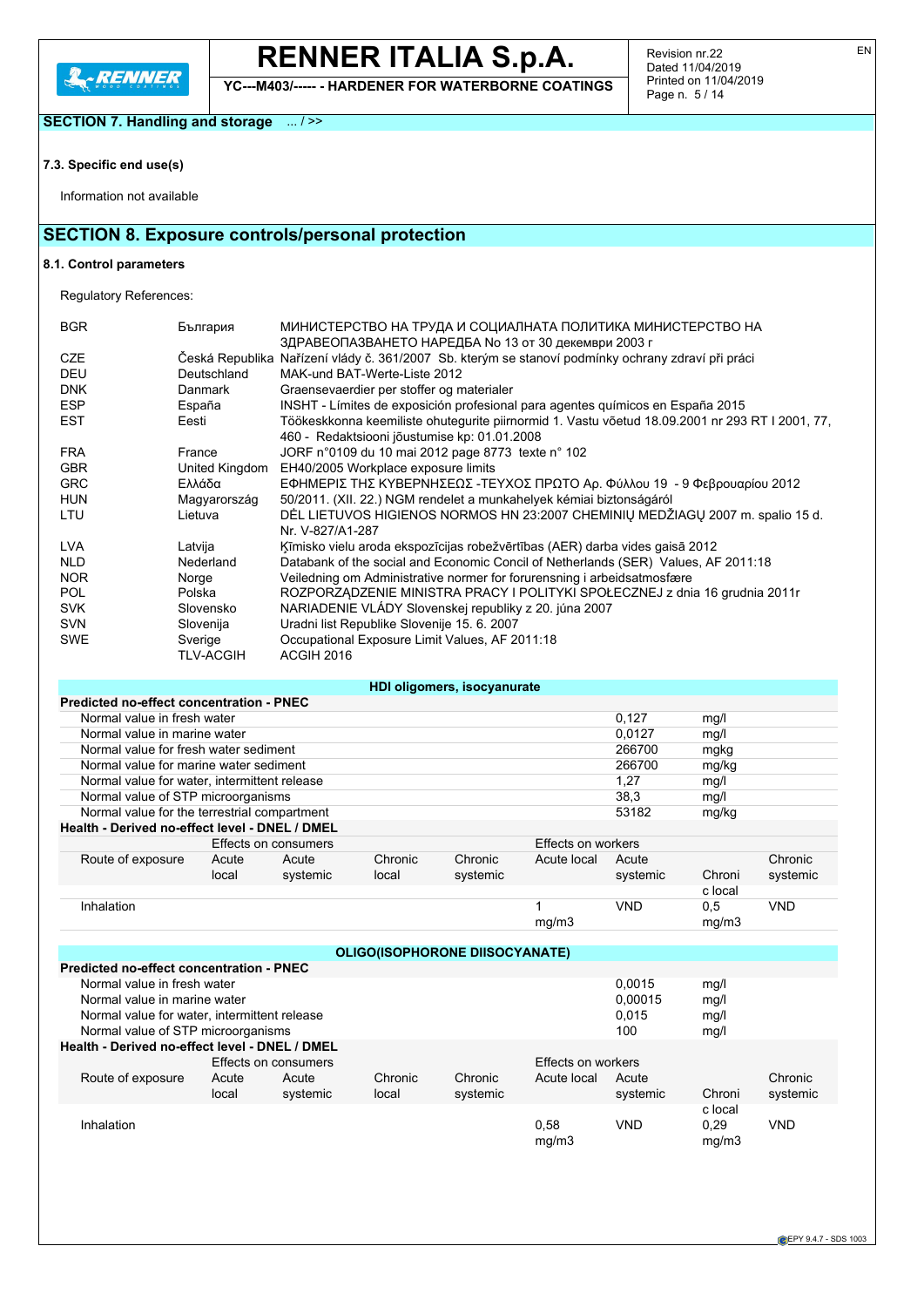## SECTION 7. Handling and storage ... / >>

### 7.3. Specific end use(s)

Information not available

## SECTION 8. Exposure controls/personal protection

### 8.1. Control parameters

Regulatory References:

| | | |
|---|---|---|
| BGR | България | МИНИСТЕРСТВО НА ТРУДА И СОЦИАЛНАТА ПОЛИТИКА МИНИСТЕРСТВО НА ЗДРАВЕОПАЗВАНЕТО НАРЕДБА No 13 от 30 декември 2003 г |
| CZE | Česká Republika | Nařízení vlády č. 361/2007 Sb. kterým se stanoví podmínky ochrany zdraví při práci |
| DEU | Deutschland | MAK-und BAT-Werte-Liste 2012 |
| DNK | Danmark | Graensevaerdier per stoffer og materialer |
| ESP | España | INSHT - Límites de exposición profesional para agentes químicos en España 2015 |
| EST | Eesti | Töökeskkonna keemiliste ohutegurite piirnormid 1. Vastu võetud 18.09.2001 nr 293 RT I 2001, 77, 460 - Redaktsiooni jõustumise kp: 01.01.2008 |
| FRA | France | JORF n°0109 du 10 mai 2012 page 8773 texte n° 102 |
| GBR | United Kingdom | EH40/2005 Workplace exposure limits |
| GRC | Ελλάδα | ΕΦΗΜΕΡΙΣ ΤΗΣ ΚΥΒΕΡΝΗΣΕΩΣ -ΤΕΥΧΟΣ ΠΡΩΤΟ Αρ. Φύλλου 19 - 9 Φεβρουαρίου 2012 |
| HUN | Magyarország | 50/2011. (XII. 22.) NGM rendelet a munkahelyek kémiai biztonságáról |
| LTU | Lietuva | DĖL LIETUVOS HIGIENOS NORMOS HN 23:2007 CHEMINIŲ MEDŽIAGŲ 2007 m. spalio 15 d. Nr. V-827/A1-287 |
| LVA | Latvija | Ķīmisko vielu aroda ekspozīcijas robežvērtības (AER) darba vides gaisā 2012 |
| NLD | Nederland | Databank of the social and Economic Concil of Netherlands (SER) Values, AF 2011:18 |
| NOR | Norge | Veiledning om Administrative normer for forurensning i arbeidsatmosfære |
| POL | Polska | ROZPORZĄDZENIE MINISTRA PRACY I POLITYKI SPOŁECZNEJ z dnia 16 grudnia 2011r |
| SVK | Slovensko | NARIADENIE VLÁDY Slovenskej republiky z 20. júna 2007 |
| SVN | Slovenija | Uradni list Republike Slovenije 15. 6. 2007 |
| SWE | Sverige | Occupational Exposure Limit Values, AF 2011:18 |
| | TLV-ACGIH | ACGIH 2016 |

**HDI oligomers, isocyanurate**

| Predicted no-effect concentration - PNEC | | |
|---|---|---|
| Normal value in fresh water | 0,127 | mg/l |
| Normal value in marine water | 0,0127 | mg/l |
| Normal value for fresh water sediment | 266700 | mgkg |
| Normal value for marine water sediment | 266700 | mg/kg |
| Normal value for water, intermittent release | 1,27 | mg/l |
| Normal value of STP microorganisms | 38,3 | mg/l |
| Normal value for the terrestrial compartment | 53182 | mg/kg |

**Health - Derived no-effect level - DNEL / DMEL**

| | Effects on consumers | | | | Effects on workers | | | |
|---|---|---|---|---|---|---|---|---|
| Route of exposure | Acute local | Acute systemic | Chronic local | Chronic systemic | Acute local | Acute systemic | Chronic local | Chronic systemic |
| Inhalation | | | | | 1 mg/m3 | VND | 0,5 mg/m3 | VND |

**OLIGO(ISOPHORONE DIISOCYANATE)**

| Predicted no-effect concentration - PNEC | | |
|---|---|---|
| Normal value in fresh water | 0,0015 | mg/l |
| Normal value in marine water | 0,00015 | mg/l |
| Normal value for water, intermittent release | 0,015 | mg/l |
| Normal value of STP microorganisms | 100 | mg/l |

**Health - Derived no-effect level - DNEL / DMEL**

| | Effects on consumers | | | | Effects on workers | | | |
|---|---|---|---|---|---|---|---|---|
| Route of exposure | Acute local | Acute systemic | Chronic local | Chronic systemic | Acute local | Acute systemic | Chronic local | Chronic systemic |
| Inhalation | | | | | 0,58 mg/m3 | VND | 0,29 mg/m3 | VND |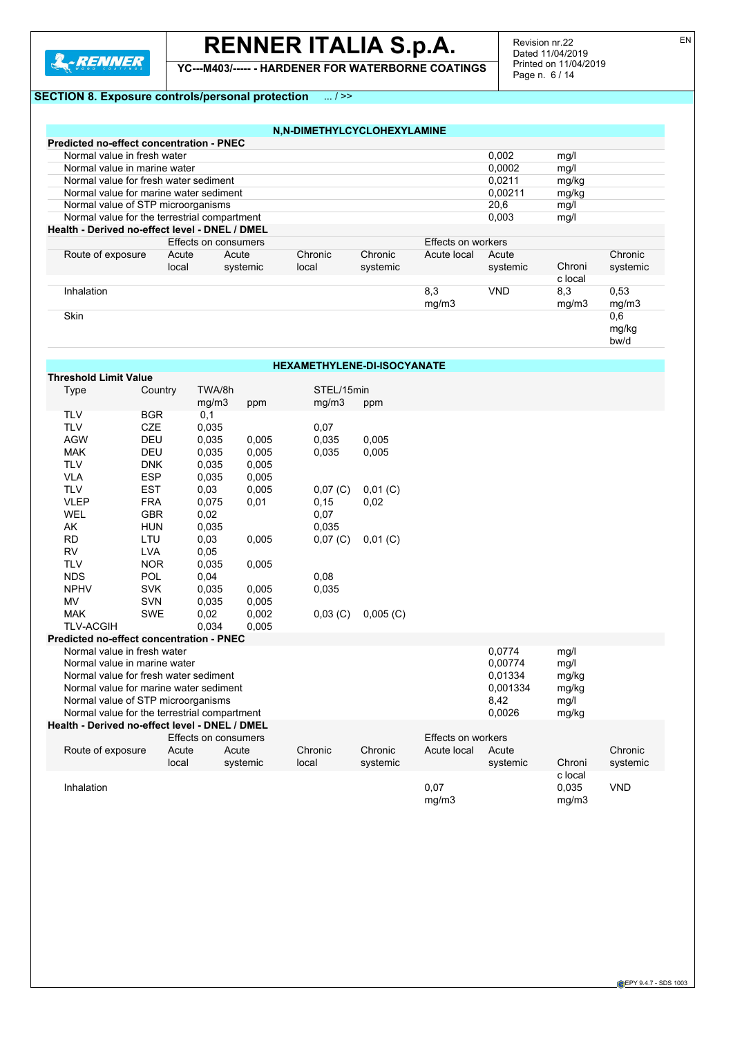## SECTION 8. Exposure controls/personal protection ... / >>

### N,N-DIMETHYLCYCLOHEXYLAMINE

**Predicted no-effect concentration - PNEC**

| | | |
|---|---|---|
| Normal value in fresh water | 0,002 | mg/l |
| Normal value in marine water | 0,0002 | mg/l |
| Normal value for fresh water sediment | 0,0211 | mg/kg |
| Normal value for marine water sediment | 0,00211 | mg/kg |
| Normal value of STP microorganisms | 20,6 | mg/l |
| Normal value for the terrestrial compartment | 0,003 | mg/l |

**Health - Derived no-effect level - DNEL / DMEL**

| | Effects on consumers | | | | Effects on workers | | | |
|---|---|---|---|---|---|---|---|---|
| Route of exposure | Acute local | Acute systemic | Chronic local | Chronic systemic | Acute local | Acute systemic | Chronic local | Chronic systemic |
| Inhalation | | | | | 8,3 mg/m3 | VND | 8,3 mg/m3 | 0,53 mg/m3 |
| Skin | | | | | | | | 0,6 mg/kg bw/d |

### HEXAMETHYLENE-DI-ISOCYANATE

**Threshold Limit Value**

| Type | Country | TWA/8h mg/m3 | TWA/8h ppm | STEL/15min mg/m3 | STEL/15min ppm |
|---|---|---|---|---|---|
| TLV | BGR | 0,1 | | | |
| TLV | CZE | 0,035 | | 0,07 | |
| AGW | DEU | 0,035 | 0,005 | 0,035 | 0,005 |
| MAK | DEU | 0,035 | 0,005 | 0,035 | 0,005 |
| TLV | DNK | 0,035 | 0,005 | | |
| VLA | ESP | 0,035 | 0,005 | | |
| TLV | EST | 0,03 | 0,005 | 0,07 (C) | 0,01 (C) |
| VLEP | FRA | 0,075 | 0,01 | 0,15 | 0,02 |
| WEL | GBR | 0,02 | | 0,07 | |
| AK | HUN | 0,035 | | 0,035 | |
| RD | LTU | 0,03 | 0,005 | 0,07 (C) | 0,01 (C) |
| RV | LVA | 0,05 | | | |
| TLV | NOR | 0,035 | 0,005 | | |
| NDS | POL | 0,04 | | 0,08 | |
| NPHV | SVK | 0,035 | 0,005 | 0,035 | |
| MV | SVN | 0,035 | 0,005 | | |
| MAK | SWE | 0,02 | 0,002 | 0,03 (C) | 0,005 (C) |
| TLV-ACGIH | | 0,034 | 0,005 | | |

**Predicted no-effect concentration - PNEC**

| | | |
|---|---|---|
| Normal value in fresh water | 0,0774 | mg/l |
| Normal value in marine water | 0,00774 | mg/l |
| Normal value for fresh water sediment | 0,01334 | mg/kg |
| Normal value for marine water sediment | 0,001334 | mg/kg |
| Normal value of STP microorganisms | 8,42 | mg/l |
| Normal value for the terrestrial compartment | 0,0026 | mg/kg |

**Health - Derived no-effect level - DNEL / DMEL**

| | Effects on consumers | | | | Effects on workers | | | |
|---|---|---|---|---|---|---|---|---|
| Route of exposure | Acute local | Acute systemic | Chronic local | Chronic systemic | Acute local | Acute systemic | Chronic local | Chronic systemic |
| Inhalation | | | | | 0,07 mg/m3 | | 0,035 mg/m3 | VND |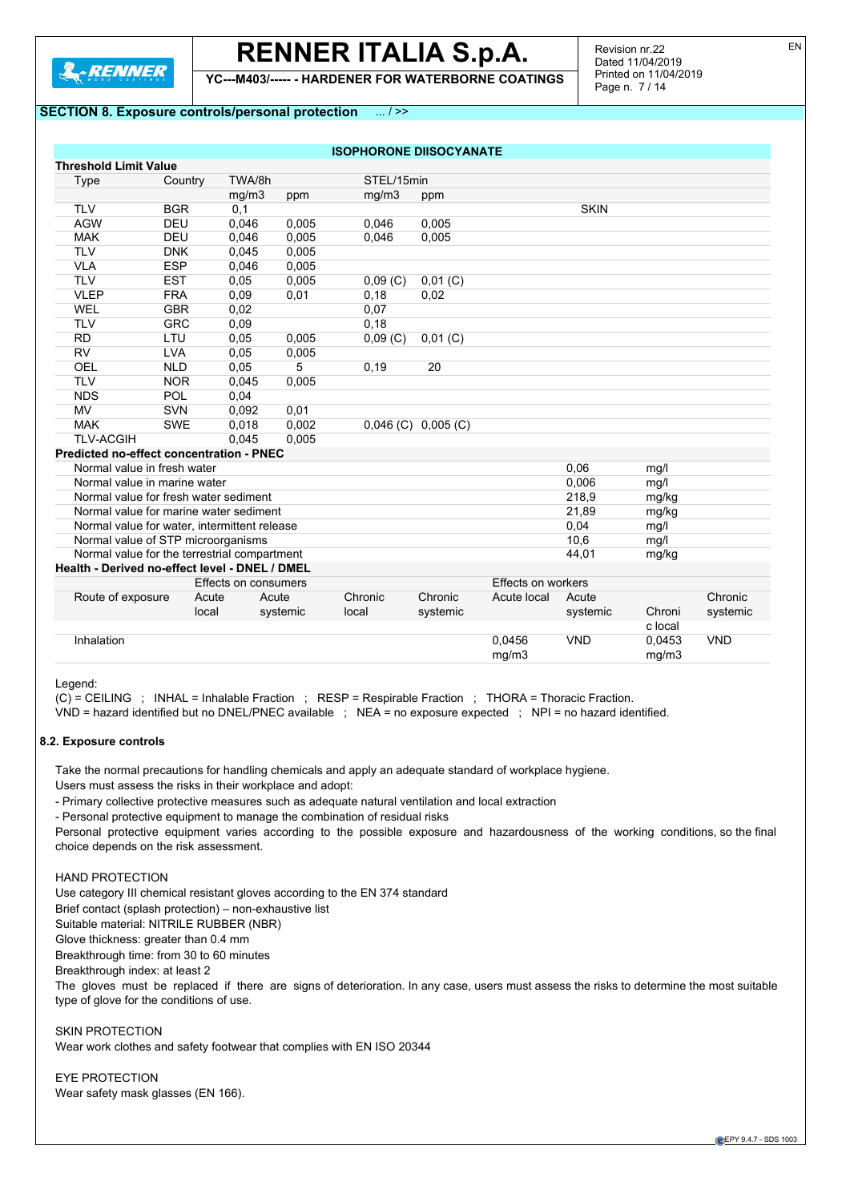**SECTION 8. Exposure controls/personal protection** ... / >>

**ISOPHORONE DIISOCYANATE**

| Threshold Limit Value | | | | | | |
|---|---|---|---|---|---|---|
| Type | Country | TWA/8h | | STEL/15min | | |
| | | mg/m3 | ppm | mg/m3 | ppm | |
| TLV | BGR | 0,1 | | | | SKIN |
| AGW | DEU | 0,046 | 0,005 | 0,046 | 0,005 | |
| MAK | DEU | 0,046 | 0,005 | 0,046 | 0,005 | |
| TLV | DNK | 0,045 | 0,005 | | | |
| VLA | ESP | 0,046 | 0,005 | | | |
| TLV | EST | 0,05 | 0,005 | 0,09 (C) | 0,01 (C) | |
| VLEP | FRA | 0,09 | 0,01 | 0,18 | 0,02 | |
| WEL | GBR | 0,02 | | 0,07 | | |
| TLV | GRC | 0,09 | | 0,18 | | |
| RD | LTU | 0,05 | 0,005 | 0,09 (C) | 0,01 (C) | |
| RV | LVA | 0,05 | 0,005 | | | |
| OEL | NLD | 0,05 | 5 | 0,19 | 20 | |
| TLV | NOR | 0,045 | 0,005 | | | |
| NDS | POL | 0,04 | | | | |
| MV | SVN | 0,092 | 0,01 | | | |
| MAK | SWE | 0,018 | 0,002 | 0,046 (C) | 0,005 (C) | |
| TLV-ACGIH | | 0,045 | 0,005 | | | |

| Predicted no-effect concentration - PNEC | | |
|---|---|---|
| Normal value in fresh water | 0,06 | mg/l |
| Normal value in marine water | 0,006 | mg/l |
| Normal value for fresh water sediment | 218,9 | mg/kg |
| Normal value for marine water sediment | 21,89 | mg/kg |
| Normal value for water, intermittent release | 0,04 | mg/l |
| Normal value of STP microorganisms | 10,6 | mg/l |
| Normal value for the terrestrial compartment | 44,01 | mg/kg |

| Health - Derived no-effect level - DNEL / DMEL | | | | | | | | |
|---|---|---|---|---|---|---|---|---|
| | Effects on consumers | | | | Effects on workers | | | |
| Route of exposure | Acute local | Acute systemic | Chronic local | Chronic systemic | Acute local | Acute systemic | Chronic local | Chronic systemic |
| Inhalation | | | | | 0,0456 mg/m3 | VND | 0,0453 mg/m3 | VND |

Legend:
(C) = CEILING ; INHAL = Inhalable Fraction ; RESP = Respirable Fraction ; THORA = Thoracic Fraction.
VND = hazard identified but no DNEL/PNEC available ; NEA = no exposure expected ; NPI = no hazard identified.

**8.2. Exposure controls**

Take the normal precautions for handling chemicals and apply an adequate standard of workplace hygiene.
Users must assess the risks in their workplace and adopt:
- Primary collective protective measures such as adequate natural ventilation and local extraction
- Personal protective equipment to manage the combination of residual risks
Personal protective equipment varies according to the possible exposure and hazardousness of the working conditions, so the final choice depends on the risk assessment.

HAND PROTECTION
Use category III chemical resistant gloves according to the EN 374 standard
Brief contact (splash protection) – non-exhaustive list
Suitable material: NITRILE RUBBER (NBR)
Glove thickness: greater than 0.4 mm
Breakthrough time: from 30 to 60 minutes
Breakthrough index: at least 2
The gloves must be replaced if there are signs of deterioration. In any case, users must assess the risks to determine the most suitable type of glove for the conditions of use.

SKIN PROTECTION
Wear work clothes and safety footwear that complies with EN ISO 20344

EYE PROTECTION
Wear safety mask glasses (EN 166).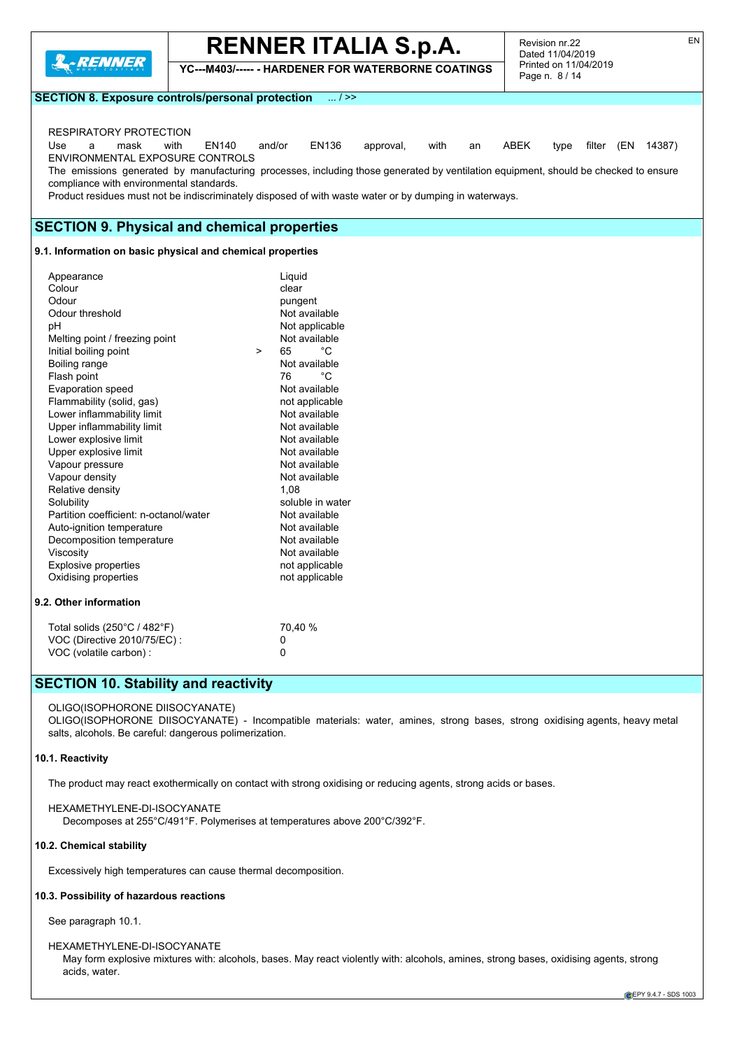## SECTION 8. Exposure controls/personal protection ... / >>

RESPIRATORY PROTECTION

Use a mask with EN140 and/or EN136 approval, with an ABEK type filter (EN 14387)

ENVIRONMENTAL EXPOSURE CONTROLS

The emissions generated by manufacturing processes, including those generated by ventilation equipment, should be checked to ensure compliance with environmental standards.

Product residues must not be indiscriminately disposed of with waste water or by dumping in waterways.

## SECTION 9. Physical and chemical properties

### 9.1. Information on basic physical and chemical properties

| Property | Value |
|---|---|
| Appearance | Liquid |
| Colour | clear |
| Odour | pungent |
| Odour threshold | Not available |
| pH | Not applicable |
| Melting point / freezing point | Not available |
| Initial boiling point | > 65 °C |
| Boiling range | Not available |
| Flash point | 76 °C |
| Evaporation speed | Not available |
| Flammability (solid, gas) | not applicable |
| Lower inflammability limit | Not available |
| Upper inflammability limit | Not available |
| Lower explosive limit | Not available |
| Upper explosive limit | Not available |
| Vapour pressure | Not available |
| Vapour density | Not available |
| Relative density | 1,08 |
| Solubility | soluble in water |
| Partition coefficient: n-octanol/water | Not available |
| Auto-ignition temperature | Not available |
| Decomposition temperature | Not available |
| Viscosity | Not available |
| Explosive properties | not applicable |
| Oxidising properties | not applicable |

### 9.2. Other information

| Property | Value |
|---|---|
| Total solids (250°C / 482°F) | 70,40 % |
| VOC (Directive 2010/75/EC) : | 0 |
| VOC (volatile carbon) : | 0 |

## SECTION 10. Stability and reactivity

OLIGO(ISOPHORONE DIISOCYANATE)

OLIGO(ISOPHORONE DIISOCYANATE) - Incompatible materials: water, amines, strong bases, strong oxidising agents, heavy metal salts, alcohols. Be careful: dangerous polimerization.

### 10.1. Reactivity

The product may react exothermically on contact with strong oxidising or reducing agents, strong acids or bases.

HEXAMETHYLENE-DI-ISOCYANATE

Decomposes at 255°C/491°F. Polymerises at temperatures above 200°C/392°F.

### 10.2. Chemical stability

Excessively high temperatures can cause thermal decomposition.

### 10.3. Possibility of hazardous reactions

See paragraph 10.1.

HEXAMETHYLENE-DI-ISOCYANATE

May form explosive mixtures with: alcohols, bases. May react violently with: alcohols, amines, strong bases, oxidising agents, strong acids, water.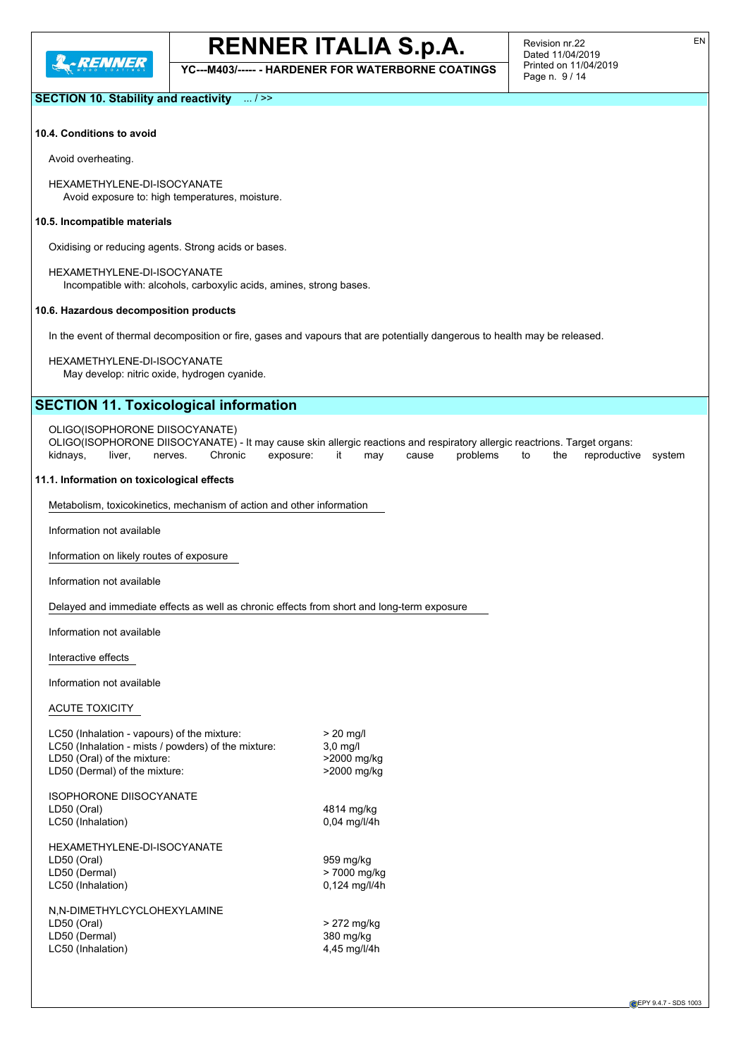## SECTION 10. Stability and reactivity ... / >>

### 10.4. Conditions to avoid

Avoid overheating.

HEXAMETHYLENE-DI-ISOCYANATE
Avoid exposure to: high temperatures, moisture.

### 10.5. Incompatible materials

Oxidising or reducing agents. Strong acids or bases.

HEXAMETHYLENE-DI-ISOCYANATE
Incompatible with: alcohols, carboxylic acids, amines, strong bases.

### 10.6. Hazardous decomposition products

In the event of thermal decomposition or fire, gases and vapours that are potentially dangerous to health may be released.

HEXAMETHYLENE-DI-ISOCYANATE
May develop: nitric oxide, hydrogen cyanide.

## SECTION 11. Toxicological information

OLIGO(ISOPHORONE DIISOCYANATE)
OLIGO(ISOPHORONE DIISOCYANATE) - It may cause skin allergic reactions and respiratory allergic reactrions. Target organs: kidnays, liver, nerves. Chronic exposure: it may cause problems to the reproductive system

### 11.1. Information on toxicological effects

Metabolism, toxicokinetics, mechanism of action and other information

Information not available

Information on likely routes of exposure

Information not available

Delayed and immediate effects as well as chronic effects from short and long-term exposure

Information not available

Interactive effects

Information not available

ACUTE TOXICITY

| | |
|---|---|
| LC50 (Inhalation - vapours) of the mixture: | > 20 mg/l |
| LC50 (Inhalation - mists / powders) of the mixture: | 3,0 mg/l |
| LD50 (Oral) of the mixture: | >2000 mg/kg |
| LD50 (Dermal) of the mixture: | >2000 mg/kg |

ISOPHORONE DIISOCYANATE

| | |
|---|---|
| LD50 (Oral) | 4814 mg/kg |
| LC50 (Inhalation) | 0,04 mg/l/4h |

HEXAMETHYLENE-DI-ISOCYANATE

| | |
|---|---|
| LD50 (Oral) | 959 mg/kg |
| LD50 (Dermal) | > 7000 mg/kg |
| LC50 (Inhalation) | 0,124 mg/l/4h |

N,N-DIMETHYLCYCLOHEXYLAMINE

| | |
|---|---|
| LD50 (Oral) | > 272 mg/kg |
| LD50 (Dermal) | 380 mg/kg |
| LC50 (Inhalation) | 4,45 mg/l/4h |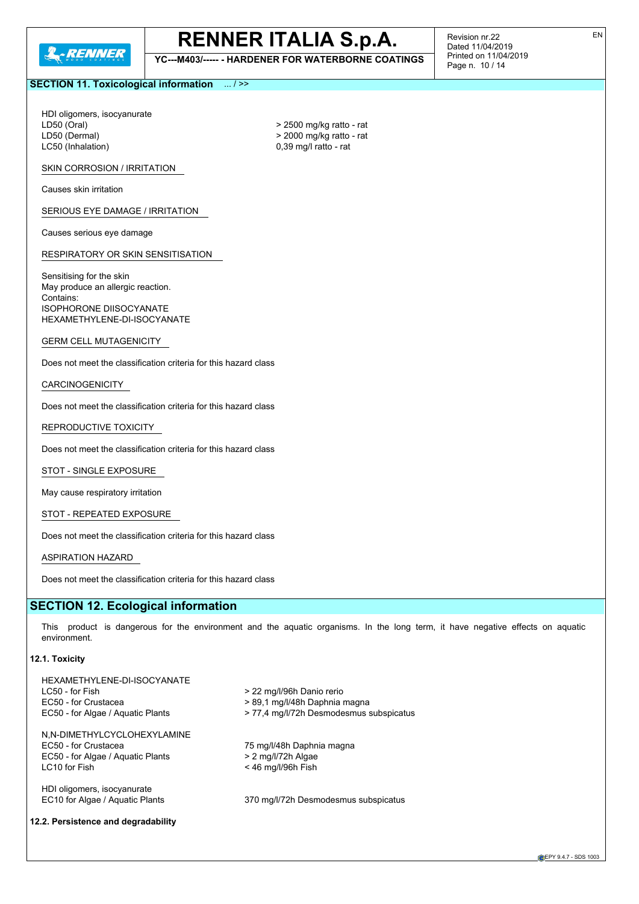## SECTION 11. Toxicological information ... / >>

HDI oligomers, isocyanurate

| | |
|---|---|
| LD50 (Oral) | > 2500 mg/kg ratto - rat |
| LD50 (Dermal) | > 2000 mg/kg ratto - rat |
| LC50 (Inhalation) | 0,39 mg/l ratto - rat |

SKIN CORROSION / IRRITATION

Causes skin irritation

SERIOUS EYE DAMAGE / IRRITATION

Causes serious eye damage

RESPIRATORY OR SKIN SENSITISATION

Sensitising for the skin
May produce an allergic reaction.
Contains:
ISOPHORONE DIISOCYANATE
HEXAMETHYLENE-DI-ISOCYANATE

GERM CELL MUTAGENICITY

Does not meet the classification criteria for this hazard class

CARCINOGENICITY

Does not meet the classification criteria for this hazard class

REPRODUCTIVE TOXICITY

Does not meet the classification criteria for this hazard class

STOT - SINGLE EXPOSURE

May cause respiratory irritation

STOT - REPEATED EXPOSURE

Does not meet the classification criteria for this hazard class

ASPIRATION HAZARD

Does not meet the classification criteria for this hazard class

## SECTION 12. Ecological information

This product is dangerous for the environment and the aquatic organisms. In the long term, it have negative effects on aquatic environment.

### 12.1. Toxicity

HEXAMETHYLENE-DI-ISOCYANATE

| | |
|---|---|
| LC50 - for Fish | > 22 mg/l/96h Danio rerio |
| EC50 - for Crustacea | > 89,1 mg/l/48h Daphnia magna |
| EC50 - for Algae / Aquatic Plants | > 77,4 mg/l/72h Desmodesmus subspicatus |

N,N-DIMETHYLCYCLOHEXYLAMINE

| | |
|---|---|
| EC50 - for Crustacea | 75 mg/l/48h Daphnia magna |
| EC50 - for Algae / Aquatic Plants | > 2 mg/l/72h Algae |
| LC10 for Fish | < 46 mg/l/96h Fish |

HDI oligomers, isocyanurate

| | |
|---|---|
| EC10 for Algae / Aquatic Plants | 370 mg/l/72h Desmodesmus subspicatus |

### 12.2. Persistence and degradability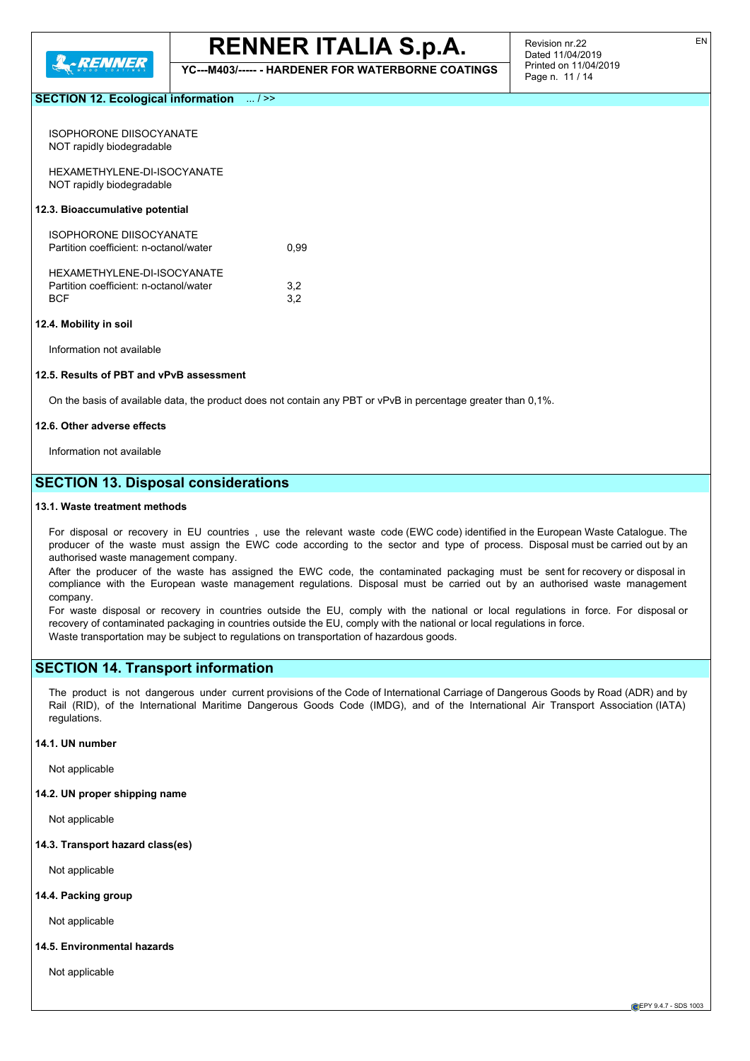## SECTION 12. Ecological information ... / >>

ISOPHORONE DIISOCYANATE
NOT rapidly biodegradable

HEXAMETHYLENE-DI-ISOCYANATE
NOT rapidly biodegradable

### 12.3. Bioaccumulative potential

ISOPHORONE DIISOCYANATE

| | |
|---|---|
| Partition coefficient: n-octanol/water | 0,99 |

HEXAMETHYLENE-DI-ISOCYANATE

| | |
|---|---|
| Partition coefficient: n-octanol/water | 3,2 |
| BCF | 3,2 |

### 12.4. Mobility in soil

Information not available

### 12.5. Results of PBT and vPvB assessment

On the basis of available data, the product does not contain any PBT or vPvB in percentage greater than 0,1%.

### 12.6. Other adverse effects

Information not available

## SECTION 13. Disposal considerations

### 13.1. Waste treatment methods

For disposal or recovery in EU countries , use the relevant waste code (EWC code) identified in the European Waste Catalogue. The producer of the waste must assign the EWC code according to the sector and type of process. Disposal must be carried out by an authorised waste management company.
After the producer of the waste has assigned the EWC code, the contaminated packaging must be sent for recovery or disposal in compliance with the European waste management regulations. Disposal must be carried out by an authorised waste management company.
For waste disposal or recovery in countries outside the EU, comply with the national or local regulations in force. For disposal or recovery of contaminated packaging in countries outside the EU, comply with the national or local regulations in force.
Waste transportation may be subject to regulations on transportation of hazardous goods.

## SECTION 14. Transport information

The product is not dangerous under current provisions of the Code of International Carriage of Dangerous Goods by Road (ADR) and by Rail (RID), of the International Maritime Dangerous Goods Code (IMDG), and of the International Air Transport Association (IATA) regulations.

### 14.1. UN number

Not applicable

### 14.2. UN proper shipping name

Not applicable

### 14.3. Transport hazard class(es)

Not applicable

### 14.4. Packing group

Not applicable

### 14.5. Environmental hazards

Not applicable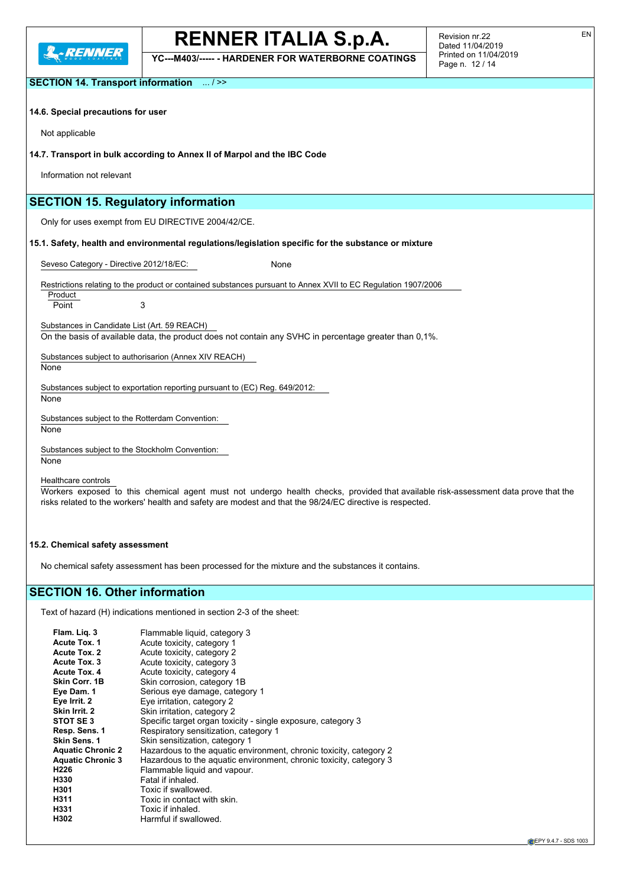**SECTION 14. Transport information** ... / >>

**14.6. Special precautions for user**

Not applicable

**14.7. Transport in bulk according to Annex II of Marpol and the IBC Code**

Information not relevant

## SECTION 15. Regulatory information

Only for uses exempt from EU DIRECTIVE 2004/42/CE.

**15.1. Safety, health and environmental regulations/legislation specific for the substance or mixture**

Seveso Category - Directive 2012/18/EC: None

Restrictions relating to the product or contained substances pursuant to Annex XVII to EC Regulation 1907/2006

| Product | |
|---|---|
| Point | 3 |

Substances in Candidate List (Art. 59 REACH)

On the basis of available data, the product does not contain any SVHC in percentage greater than 0,1%.

Substances subject to authorisarion (Annex XIV REACH)

None

Substances subject to exportation reporting pursuant to (EC) Reg. 649/2012:

None

Substances subject to the Rotterdam Convention:

None

Substances subject to the Stockholm Convention:

None

Healthcare controls

Workers exposed to this chemical agent must not undergo health checks, provided that available risk-assessment data prove that the risks related to the workers' health and safety are modest and that the 98/24/EC directive is respected.

**15.2. Chemical safety assessment**

No chemical safety assessment has been processed for the mixture and the substances it contains.

## SECTION 16. Other information

Text of hazard (H) indications mentioned in section 2-3 of the sheet:

| | |
|---|---|
| **Flam. Liq. 3** | Flammable liquid, category 3 |
| **Acute Tox. 1** | Acute toxicity, category 1 |
| **Acute Tox. 2** | Acute toxicity, category 2 |
| **Acute Tox. 3** | Acute toxicity, category 3 |
| **Acute Tox. 4** | Acute toxicity, category 4 |
| **Skin Corr. 1B** | Skin corrosion, category 1B |
| **Eye Dam. 1** | Serious eye damage, category 1 |
| **Eye Irrit. 2** | Eye irritation, category 2 |
| **Skin Irrit. 2** | Skin irritation, category 2 |
| **STOT SE 3** | Specific target organ toxicity - single exposure, category 3 |
| **Resp. Sens. 1** | Respiratory sensitization, category 1 |
| **Skin Sens. 1** | Skin sensitization, category 1 |
| **Aquatic Chronic 2** | Hazardous to the aquatic environment, chronic toxicity, category 2 |
| **Aquatic Chronic 3** | Hazardous to the aquatic environment, chronic toxicity, category 3 |
| **H226** | Flammable liquid and vapour. |
| **H330** | Fatal if inhaled. |
| **H301** | Toxic if swallowed. |
| **H311** | Toxic in contact with skin. |
| **H331** | Toxic if inhaled. |
| **H302** | Harmful if swallowed. |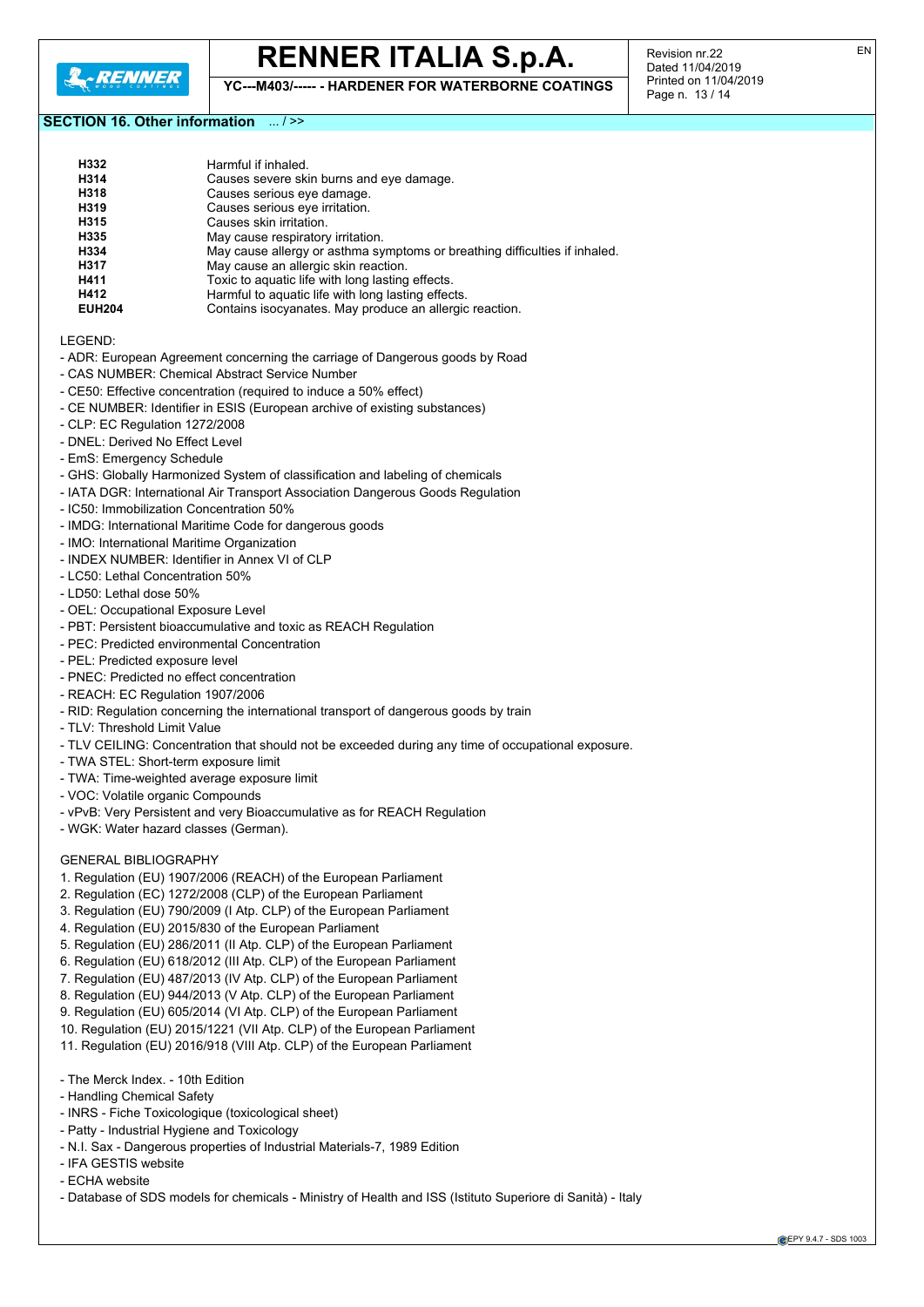## SECTION 16. Other information ... / >>

| | |
|---|---|
| **H332** | Harmful if inhaled. |
| **H314** | Causes severe skin burns and eye damage. |
| **H318** | Causes serious eye damage. |
| **H319** | Causes serious eye irritation. |
| **H315** | Causes skin irritation. |
| **H335** | May cause respiratory irritation. |
| **H334** | May cause allergy or asthma symptoms or breathing difficulties if inhaled. |
| **H317** | May cause an allergic skin reaction. |
| **H411** | Toxic to aquatic life with long lasting effects. |
| **H412** | Harmful to aquatic life with long lasting effects. |
| **EUH204** | Contains isocyanates. May produce an allergic reaction. |

LEGEND:

- ADR: European Agreement concerning the carriage of Dangerous goods by Road
- CAS NUMBER: Chemical Abstract Service Number
- CE50: Effective concentration (required to induce a 50% effect)
- CE NUMBER: Identifier in ESIS (European archive of existing substances)
- CLP: EC Regulation 1272/2008
- DNEL: Derived No Effect Level
- EmS: Emergency Schedule
- GHS: Globally Harmonized System of classification and labeling of chemicals
- IATA DGR: International Air Transport Association Dangerous Goods Regulation
- IC50: Immobilization Concentration 50%
- IMDG: International Maritime Code for dangerous goods
- IMO: International Maritime Organization
- INDEX NUMBER: Identifier in Annex VI of CLP
- LC50: Lethal Concentration 50%
- LD50: Lethal dose 50%
- OEL: Occupational Exposure Level
- PBT: Persistent bioaccumulative and toxic as REACH Regulation
- PEC: Predicted environmental Concentration
- PEL: Predicted exposure level
- PNEC: Predicted no effect concentration
- REACH: EC Regulation 1907/2006
- RID: Regulation concerning the international transport of dangerous goods by train
- TLV: Threshold Limit Value
- TLV CEILING: Concentration that should not be exceeded during any time of occupational exposure.
- TWA STEL: Short-term exposure limit
- TWA: Time-weighted average exposure limit
- VOC: Volatile organic Compounds
- vPvB: Very Persistent and very Bioaccumulative as for REACH Regulation
- WGK: Water hazard classes (German).

GENERAL BIBLIOGRAPHY

1. Regulation (EU) 1907/2006 (REACH) of the European Parliament
2. Regulation (EC) 1272/2008 (CLP) of the European Parliament
3. Regulation (EU) 790/2009 (I Atp. CLP) of the European Parliament
4. Regulation (EU) 2015/830 of the European Parliament
5. Regulation (EU) 286/2011 (II Atp. CLP) of the European Parliament
6. Regulation (EU) 618/2012 (III Atp. CLP) of the European Parliament
7. Regulation (EU) 487/2013 (IV Atp. CLP) of the European Parliament
8. Regulation (EU) 944/2013 (V Atp. CLP) of the European Parliament
9. Regulation (EU) 605/2014 (VI Atp. CLP) of the European Parliament
10. Regulation (EU) 2015/1221 (VII Atp. CLP) of the European Parliament
11. Regulation (EU) 2016/918 (VIII Atp. CLP) of the European Parliament

- The Merck Index. - 10th Edition
- Handling Chemical Safety
- INRS - Fiche Toxicologique (toxicological sheet)
- Patty - Industrial Hygiene and Toxicology
- N.I. Sax - Dangerous properties of Industrial Materials-7, 1989 Edition
- IFA GESTIS website
- ECHA website
- Database of SDS models for chemicals - Ministry of Health and ISS (Istituto Superiore di Sanità) - Italy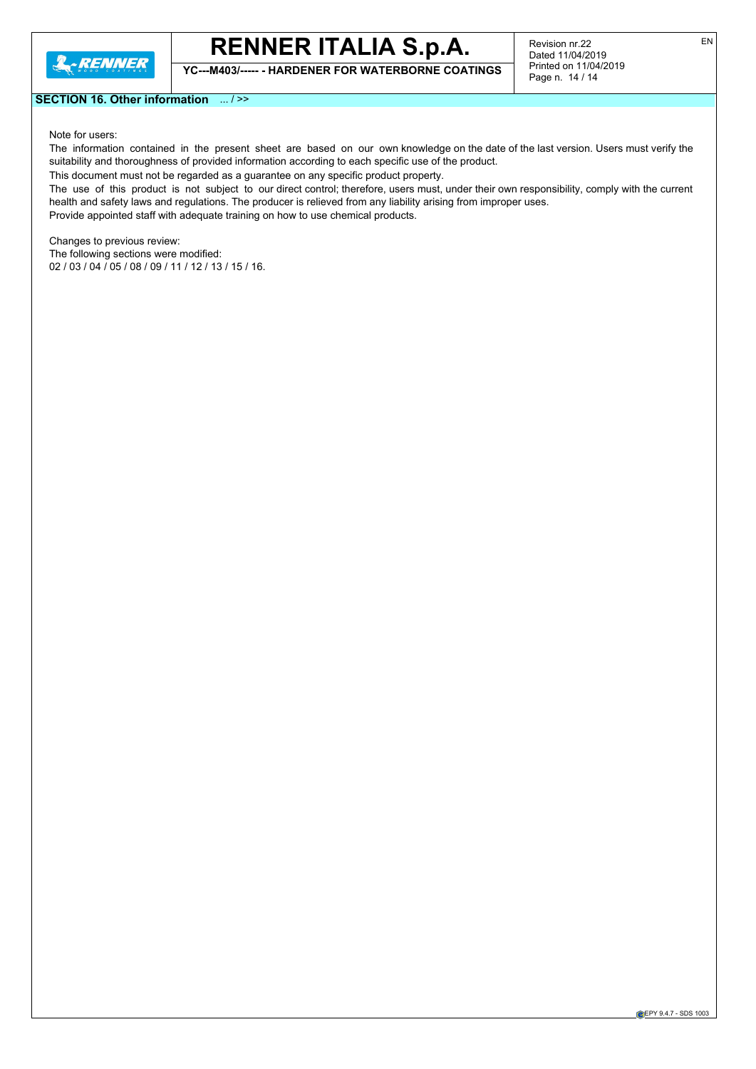## SECTION 16. Other information ... / >>

Note for users:

The information contained in the present sheet are based on our own knowledge on the date of the last version. Users must verify the suitability and thoroughness of provided information according to each specific use of the product.

This document must not be regarded as a guarantee on any specific product property.

The use of this product is not subject to our direct control; therefore, users must, under their own responsibility, comply with the current health and safety laws and regulations. The producer is relieved from any liability arising from improper uses.

Provide appointed staff with adequate training on how to use chemical products.

Changes to previous review:

The following sections were modified:

02 / 03 / 04 / 05 / 08 / 09 / 11 / 12 / 13 / 15 / 16.